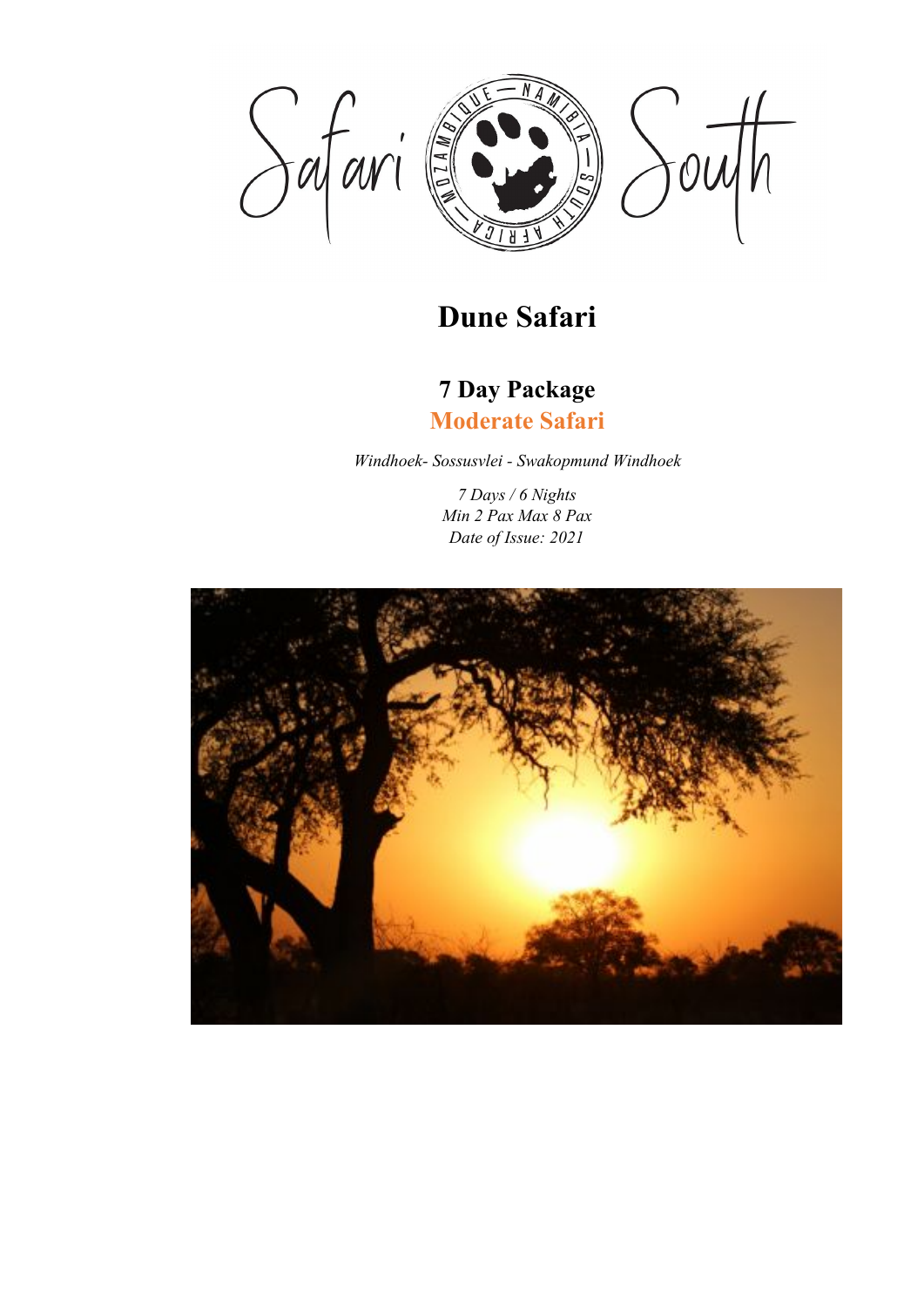# Dune Safari

## 7 Day Package

## Moderate Safari

*Windhoek- Sossusvlei - Swakopmund Windhoek*

*7 Days / 6 Nights*
*Min 2 Pax Max 8 Pax*
*Date of Issue: 2021*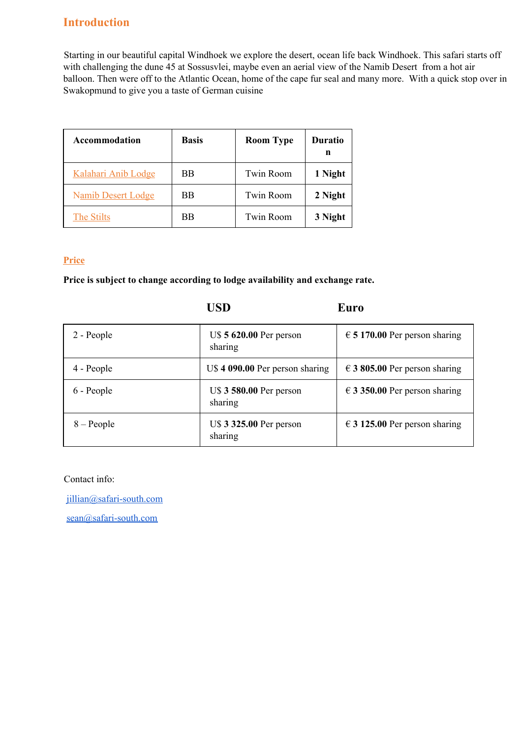## Introduction

Starting in our beautiful capital Windhoek we explore the desert, ocean life back Windhoek. This safari starts off with challenging the dune 45 at Sossusvlei, maybe even an aerial view of the Namib Desert from a hot air balloon. Then were off to the Atlantic Ocean, home of the cape fur seal and many more. With a quick stop over in Swakopmund to give you a taste of German cuisine

| Accommodation | Basis | Room Type | Duration |
|---|---|---|---|
| Kalahari Anib Lodge | BB | Twin Room | **1 Night** |
| Namib Desert Lodge | BB | Twin Room | **2 Night** |
| The Stilts | BB | Twin Room | **3 Night** |

## Price

**Price is subject to change according to lodge availability and exchange rate.**

| | USD | Euro |
|---|---|---|
| 2 - People | U$ **5 620.00** Per person sharing | € **5 170.00** Per person sharing |
| 4 - People | U$ **4 090.00** Per person sharing | € **3 805.00** Per person sharing |
| 6 - People | U$ **3 580.00** Per person sharing | € **3 350.00** Per person sharing |
| 8 – People | U$ **3 325.00** Per person sharing | € **3 125.00** Per person sharing |

Contact info:

jillian@safari-south.com

sean@safari-south.com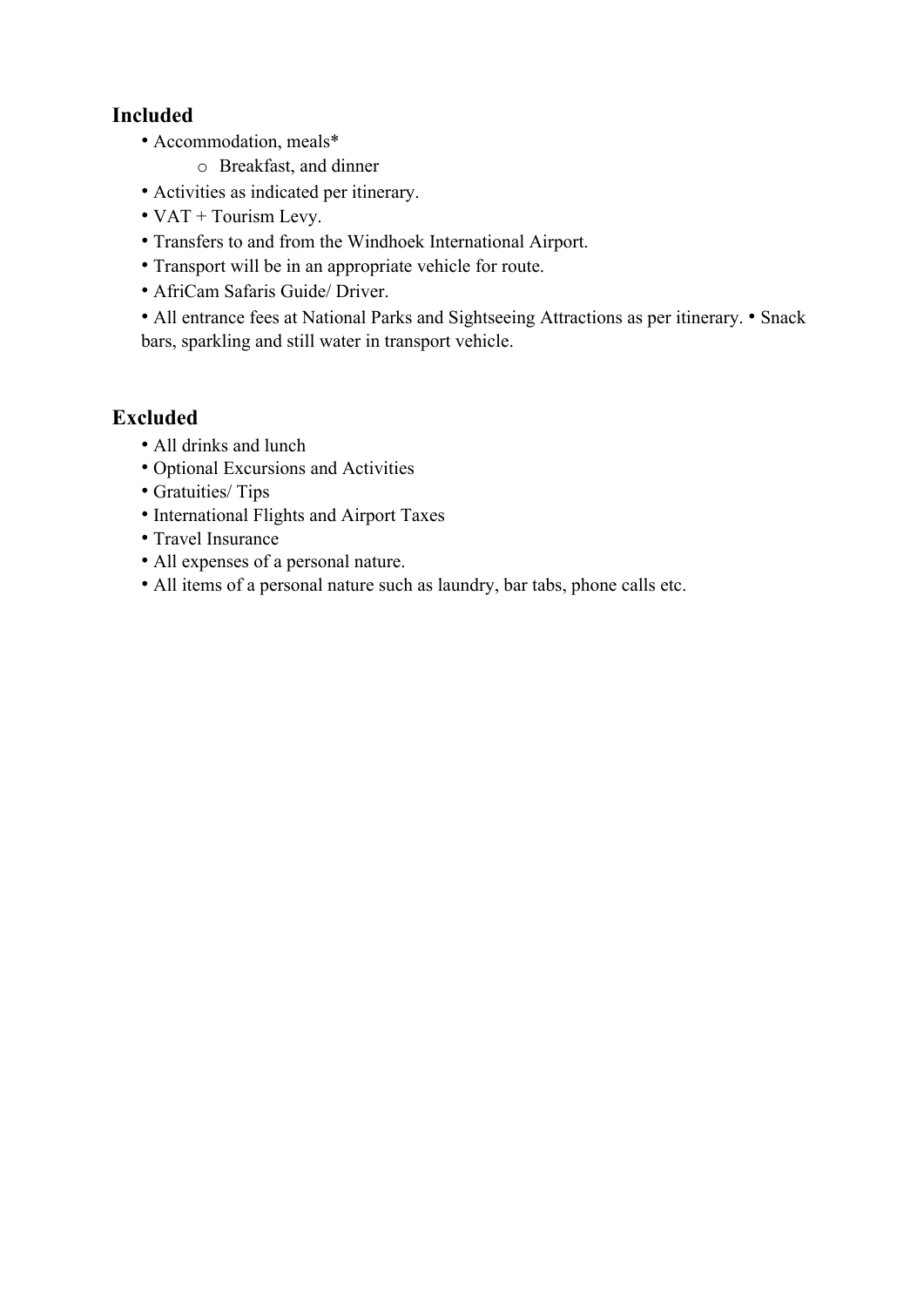## Included

- Accommodation, meals*
    - Breakfast, and dinner
- Activities as indicated per itinerary.
- VAT + Tourism Levy.
- Transfers to and from the Windhoek International Airport.
- Transport will be in an appropriate vehicle for route.
- AfriCam Safaris Guide/ Driver.
- All entrance fees at National Parks and Sightseeing Attractions as per itinerary. • Snack bars, sparkling and still water in transport vehicle.

## Excluded

- All drinks and lunch
- Optional Excursions and Activities
- Gratuities/ Tips
- International Flights and Airport Taxes
- Travel Insurance
- All expenses of a personal nature.
- All items of a personal nature such as laundry, bar tabs, phone calls etc.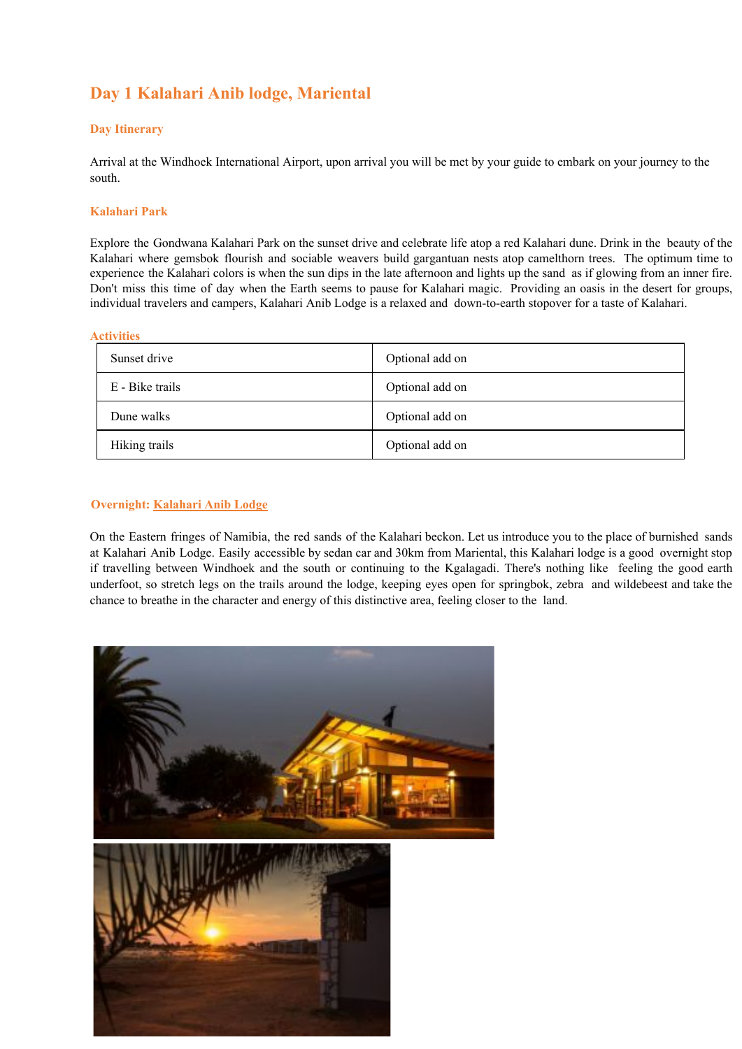# Day 1 Kalahari Anib lodge, Mariental

### Day Itinerary

Arrival at the Windhoek International Airport, upon arrival you will be met by your guide to embark on your journey to the south.

### Kalahari Park

Explore the Gondwana Kalahari Park on the sunset drive and celebrate life atop a red Kalahari dune. Drink in the beauty of the Kalahari where gemsbok flourish and sociable weavers build gargantuan nests atop camelthorn trees. The optimum time to experience the Kalahari colors is when the sun dips in the late afternoon and lights up the sand as if glowing from an inner fire. Don't miss this time of day when the Earth seems to pause for Kalahari magic. Providing an oasis in the desert for groups, individual travelers and campers, Kalahari Anib Lodge is a relaxed and down-to-earth stopover for a taste of Kalahari.

### Activities

| Activity | Type |
|---|---|
| Sunset drive | Optional add on |
| E - Bike trails | Optional add on |
| Dune walks | Optional add on |
| Hiking trails | Optional add on |

### Overnight: Kalahari Anib Lodge

On the Eastern fringes of Namibia, the red sands of the Kalahari beckon. Let us introduce you to the place of burnished sands at Kalahari Anib Lodge. Easily accessible by sedan car and 30km from Mariental, this Kalahari lodge is a good overnight stop if travelling between Windhoek and the south or continuing to the Kgalagadi. There's nothing like feeling the good earth underfoot, so stretch legs on the trails around the lodge, keeping eyes open for springbok, zebra and wildebeest and take the chance to breathe in the character and energy of this distinctive area, feeling closer to the land.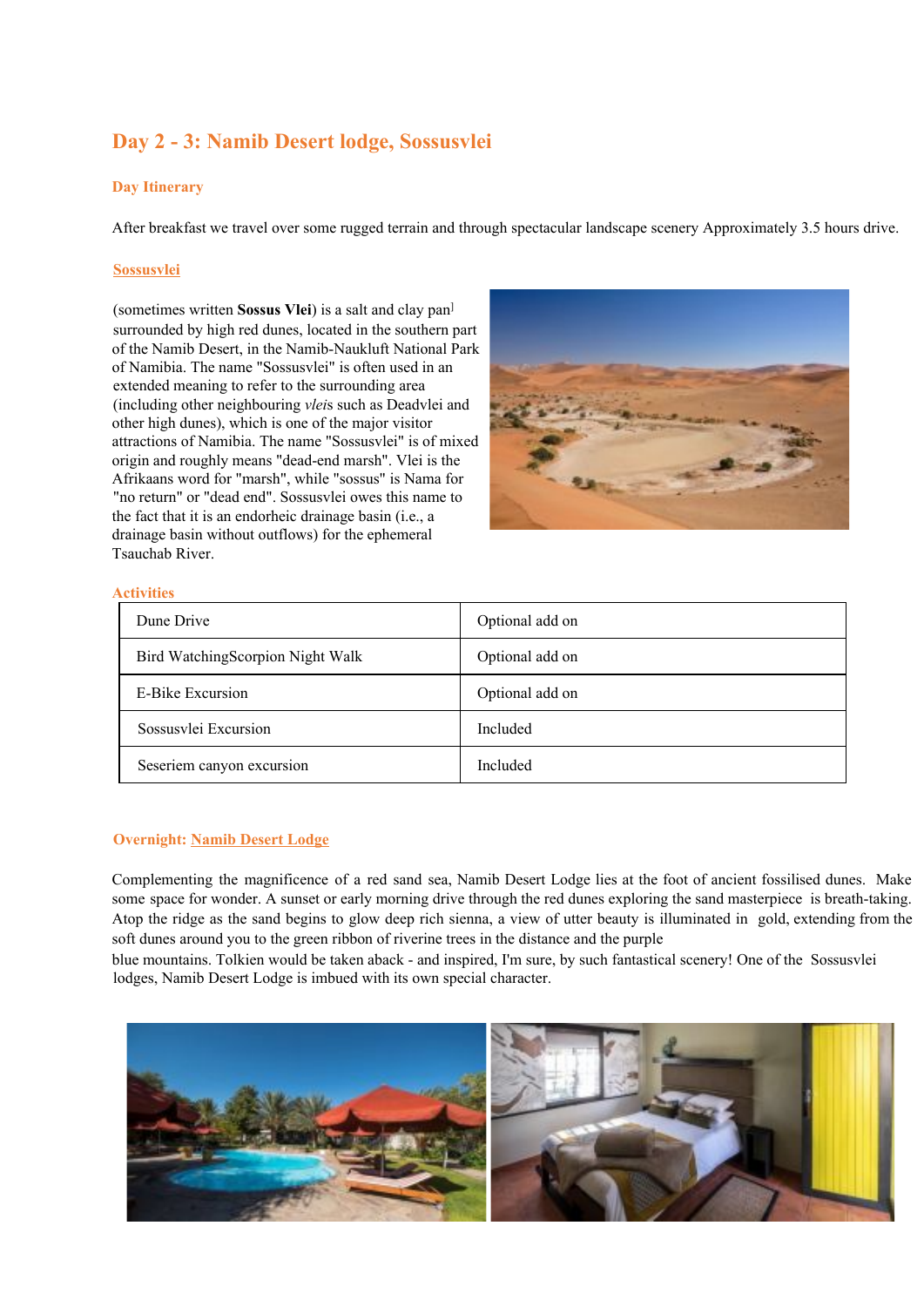## Day 2 - 3: Namib Desert lodge, Sossusvlei

### Day Itinerary

After breakfast we travel over some rugged terrain and through spectacular landscape scenery Approximately 3.5 hours drive.

### Sossusvlei

(sometimes written **Sossus Vlei**) is a salt and clay pan] surrounded by high red dunes, located in the southern part of the Namib Desert, in the Namib-Naukluft National Park of Namibia. The name "Sossusvlei" is often used in an extended meaning to refer to the surrounding area (including other neighbouring *vlei*s such as Deadvlei and other high dunes), which is one of the major visitor attractions of Namibia. The name "Sossusvlei" is of mixed origin and roughly means "dead-end marsh". Vlei is the Afrikaans word for "marsh", while "sossus" is Nama for "no return" or "dead end". Sossusvlei owes this name to the fact that it is an endorheic drainage basin (i.e., a drainage basin without outflows) for the ephemeral Tsauchab River.

### Activities

| | |
|---|---|
| Dune Drive | Optional add on |
| Bird WatchingScorpion Night Walk | Optional add on |
| E-Bike Excursion | Optional add on |
| Sossusvlei Excursion | Included |
| Seseriem canyon excursion | Included |

### Overnight: Namib Desert Lodge

Complementing the magnificence of a red sand sea, Namib Desert Lodge lies at the foot of ancient fossilised dunes. Make some space for wonder. A sunset or early morning drive through the red dunes exploring the sand masterpiece is breath-taking. Atop the ridge as the sand begins to glow deep rich sienna, a view of utter beauty is illuminated in gold, extending from the soft dunes around you to the green ribbon of riverine trees in the distance and the purple blue mountains. Tolkien would be taken aback - and inspired, I'm sure, by such fantastical scenery! One of the Sossusvlei lodges, Namib Desert Lodge is imbued with its own special character.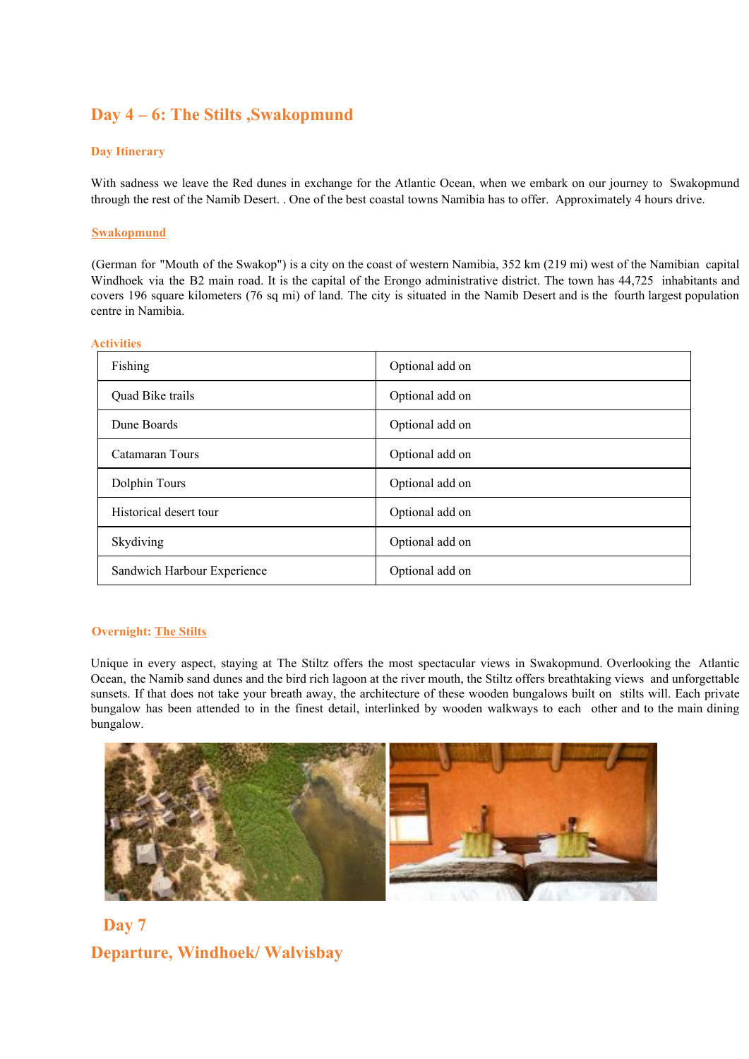## Day 4 – 6: The Stilts ,Swakopmund

### Day Itinerary

With sadness we leave the Red dunes in exchange for the Atlantic Ocean, when we embark on our journey to Swakopmund through the rest of the Namib Desert. . One of the best coastal towns Namibia has to offer. Approximately 4 hours drive.

### Swakopmund

(German for "Mouth of the Swakop") is a city on the coast of western Namibia, 352 km (219 mi) west of the Namibian capital Windhoek via the B2 main road. It is the capital of the Erongo administrative district. The town has 44,725 inhabitants and covers 196 square kilometers (76 sq mi) of land. The city is situated in the Namib Desert and is the fourth largest population centre in Namibia.

### Activities

| | |
|---|---|
| Fishing | Optional add on |
| Quad Bike trails | Optional add on |
| Dune Boards | Optional add on |
| Catamaran Tours | Optional add on |
| Dolphin Tours | Optional add on |
| Historical desert tour | Optional add on |
| Skydiving | Optional add on |
| Sandwich Harbour Experience | Optional add on |

### Overnight: The Stilts

Unique in every aspect, staying at The Stiltz offers the most spectacular views in Swakopmund. Overlooking the Atlantic Ocean, the Namib sand dunes and the bird rich lagoon at the river mouth, the Stiltz offers breathtaking views and unforgettable sunsets. If that does not take your breath away, the architecture of these wooden bungalows built on stilts will. Each private bungalow has been attended to in the finest detail, interlinked by wooden walkways to each other and to the main dining bungalow.

## Day 7

## Departure, Windhoek/ Walvisbay